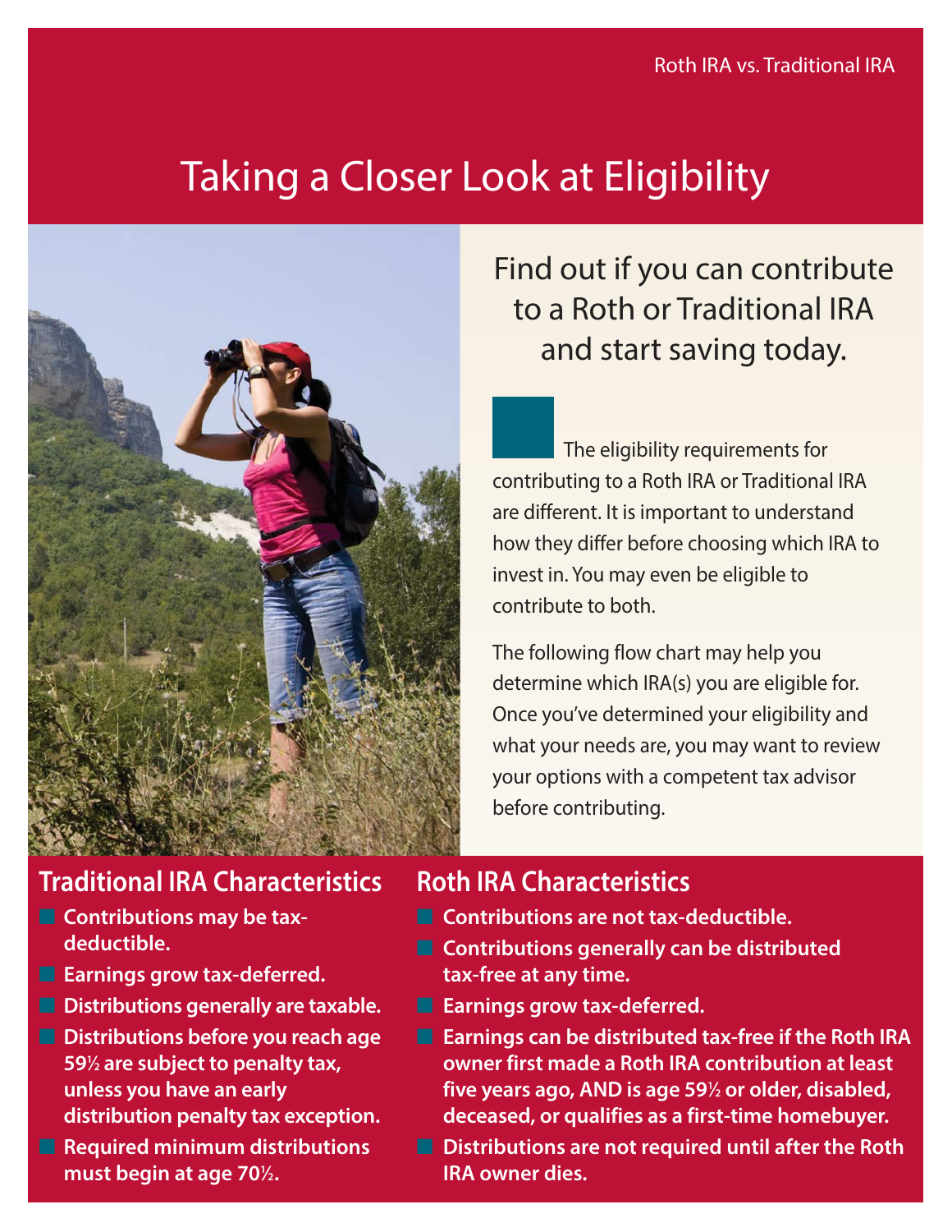Roth IRA vs. Traditional IRA

# Taking a Closer Look at Eligibility

## Find out if you can contribute to a Roth or Traditional IRA and start saving today.

The eligibility requirements for contributing to a Roth IRA or Traditional IRA are different. It is important to understand how they differ before choosing which IRA to invest in. You may even be eligible to contribute to both.

The following flow chart may help you determine which IRA(s) you are eligible for. Once you've determined your eligibility and what your needs are, you may want to review your options with a competent tax advisor before contributing.

## Traditional IRA Characteristics

- **Contributions may be tax-deductible.**
- **Earnings grow tax-deferred.**
- **Distributions generally are taxable.**
- **Distributions before you reach age 59½ are subject to penalty tax, unless you have an early distribution penalty tax exception.**
- **Required minimum distributions must begin at age 70½.**

## Roth IRA Characteristics

- **Contributions are not tax-deductible.**
- **Contributions generally can be distributed tax-free at any time.**
- **Earnings grow tax-deferred.**
- **Earnings can be distributed tax-free if the Roth IRA owner first made a Roth IRA contribution at least five years ago, AND is age 59½ or older, disabled, deceased, or qualifies as a first-time homebuyer.**
- **Distributions are not required until after the Roth IRA owner dies.**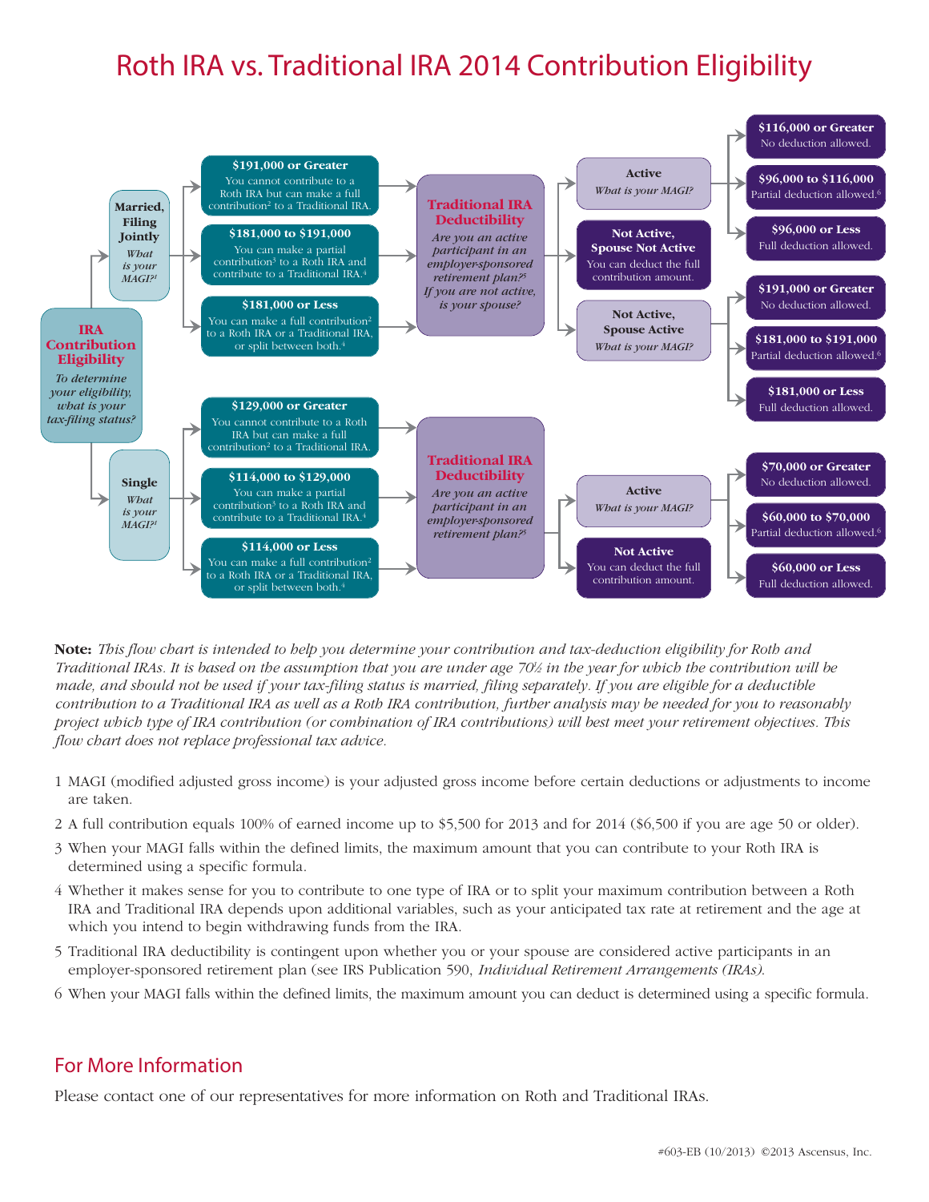# Roth IRA vs. Traditional IRA 2014 Contribution Eligibility

**IRA Contribution Eligibility**

*To determine your eligibility, what is your tax-filing status?*

**Married, Filing Jointly**

*What is your MAGI?*[1]

**$191,000 or Greater**
You cannot contribute to a Roth IRA but can make a full contribution[2] to a Traditional IRA.

**$181,000 to $191,000**
You can make a partial contribution[3] to a Roth IRA and contribute to a Traditional IRA.[4]

**$181,000 or Less**
You can make a full contribution[2] to a Roth IRA or a Traditional IRA, or split between both.[4]

**Traditional IRA Deductibility**

*Are you an active participant in an employer-sponsored retirement plan?*[5] *If you are not active, is your spouse?*

**Active**
*What is your MAGI?*

**$116,000 or Greater**
No deduction allowed.

**$96,000 to $116,000**
Partial deduction allowed.[6]

**$96,000 or Less**
Full deduction allowed.

**Not Active, Spouse Not Active**
You can deduct the full contribution amount.

**Not Active, Spouse Active**
*What is your MAGI?*

**$191,000 or Greater**
No deduction allowed.

**$181,000 to $191,000**
Partial deduction allowed.[6]

**$181,000 or Less**
Full deduction allowed.

**Single**

*What is your MAGI?*[1]

**$129,000 or Greater**
You cannot contribute to a Roth IRA but can make a full contribution[2] to a Traditional IRA.

**$114,000 to $129,000**
You can make a partial contribution[3] to a Roth IRA and contribute to a Traditional IRA.[4]

**$114,000 or Less**
You can make a full contribution[2] to a Roth IRA or a Traditional IRA, or split between both.[4]

**Traditional IRA Deductibility**

*Are you an active participant in an employer-sponsored retirement plan?*[5]

**Active**
*What is your MAGI?*

**$70,000 or Greater**
No deduction allowed.

**$60,000 to $70,000**
Partial deduction allowed.[6]

**$60,000 or Less**
Full deduction allowed.

**Not Active**
You can deduct the full contribution amount.

**Note:** *This flow chart is intended to help you determine your contribution and tax-deduction eligibility for Roth and Traditional IRAs. It is based on the assumption that you are under age 70½ in the year for which the contribution will be made, and should not be used if your tax-filing status is married, filing separately. If you are eligible for a deductible contribution to a Traditional IRA as well as a Roth IRA contribution, further analysis may be needed for you to reasonably project which type of IRA contribution (or combination of IRA contributions) will best meet your retirement objectives. This flow chart does not replace professional tax advice.*

1 MAGI (modified adjusted gross income) is your adjusted gross income before certain deductions or adjustments to income are taken.

2 A full contribution equals 100% of earned income up to $5,500 for 2013 and for 2014 ($6,500 if you are age 50 or older).

3 When your MAGI falls within the defined limits, the maximum amount that you can contribute to your Roth IRA is determined using a specific formula.

4 Whether it makes sense for you to contribute to one type of IRA or to split your maximum contribution between a Roth IRA and Traditional IRA depends upon additional variables, such as your anticipated tax rate at retirement and the age at which you intend to begin withdrawing funds from the IRA.

5 Traditional IRA deductibility is contingent upon whether you or your spouse are considered active participants in an employer-sponsored retirement plan (see IRS Publication 590, *Individual Retirement Arrangements (IRAs)*.

6 When your MAGI falls within the defined limits, the maximum amount you can deduct is determined using a specific formula.

## For More Information

Please contact one of our representatives for more information on Roth and Traditional IRAs.

#603-EB (10/2013) ©2013 Ascensus, Inc.